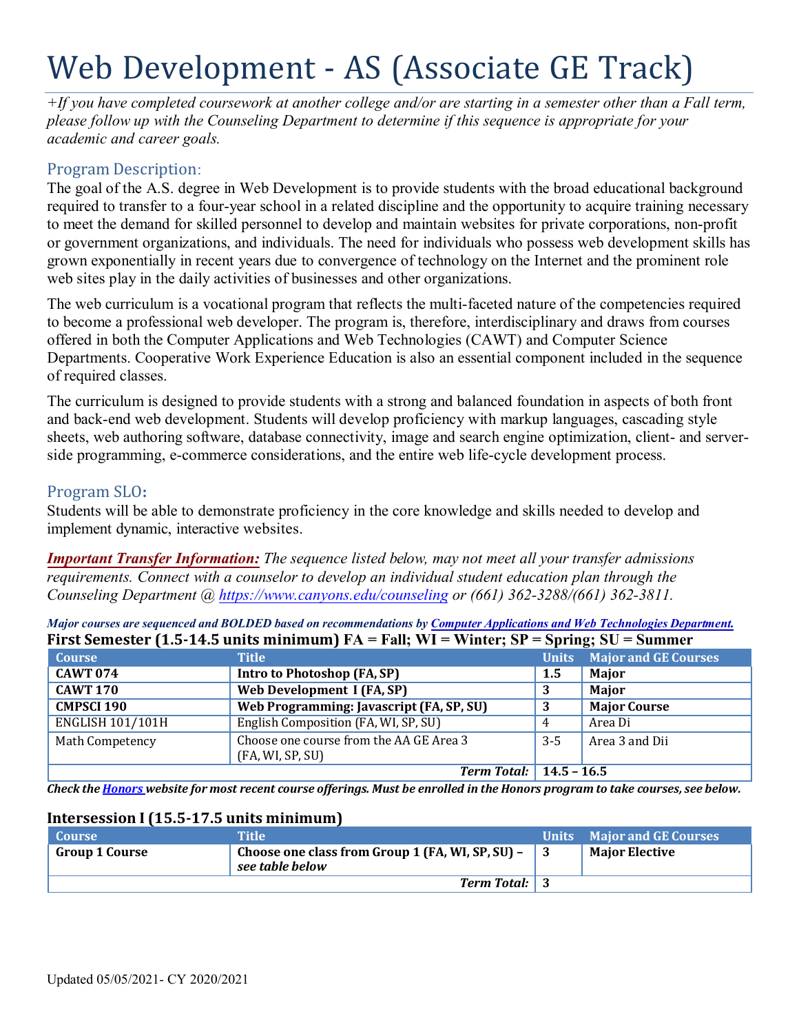# Web Development - AS (Associate GE Track)

*+If you have completed coursework at another college and/or are starting in a semester other than a Fall term, please follow up with the Counseling Department to determine if this sequence is appropriate for your academic and career goals.*

## Program Description:

The goal of the A.S. degree in Web Development is to provide students with the broad educational background required to transfer to a four-year school in a related discipline and the opportunity to acquire training necessary to meet the demand for skilled personnel to develop and maintain websites for private corporations, non-profit or government organizations, and individuals. The need for individuals who possess web development skills has grown exponentially in recent years due to convergence of technology on the Internet and the prominent role web sites play in the daily activities of businesses and other organizations.

The web curriculum is a vocational program that reflects the multi-faceted nature of the competencies required to become a professional web developer. The program is, therefore, interdisciplinary and draws from courses offered in both the Computer Applications and Web Technologies (CAWT) and Computer Science Departments. Cooperative Work Experience Education is also an essential component included in the sequence of required classes.

The curriculum is designed to provide students with a strong and balanced foundation in aspects of both front and back-end web development. Students will develop proficiency with markup languages, cascading style sheets, web authoring software, database connectivity, image and search engine optimization, client- and server-side programming, e-commerce considerations, and the entire web life-cycle development process.

## Program SLO:

Students will be able to demonstrate proficiency in the core knowledge and skills needed to develop and implement dynamic, interactive websites.

***Important Transfer Information:*** *The sequence listed below, may not meet all your transfer admissions requirements. Connect with a counselor to develop an individual student education plan through the Counseling Department @ https://www.canyons.edu/counseling or (661) 362-3288/(661) 362-3811.*

***Major courses are sequenced and BOLDED based on recommendations by Computer Applications and Web Technologies Department.***

### First Semester (1.5-14.5 units minimum) FA = Fall; WI = Winter; SP = Spring; SU = Summer

| Course | Title | Units | Major and GE Courses |
|---|---|---|---|
| **CAWT 074** | **Intro to Photoshop (FA, SP)** | **1.5** | **Major** |
| **CAWT 170** | **Web Development I (FA, SP)** | **3** | **Major** |
| **CMPSCI 190** | **Web Programming: Javascript (FA, SP, SU)** | **3** | **Major Course** |
| ENGLISH 101/101H | English Composition (FA, WI, SP, SU) | 4 | Area Di |
| Math Competency | Choose one course from the AA GE Area 3 (FA, WI, SP, SU) | 3-5 | Area 3 and Dii |
| | ***Term Total:*** | **14.5 – 16.5** | |

***Check the Honors website for most recent course offerings. Must be enrolled in the Honors program to take courses, see below.***

### Intersession I (15.5-17.5 units minimum)

| Course | Title | Units | Major and GE Courses |
|---|---|---|---|
| **Group 1 Course** | **Choose one class from Group 1 (FA, WI, SP, SU) – *see table below*** | **3** | **Major Elective** |
| | ***Term Total:*** | **3** | |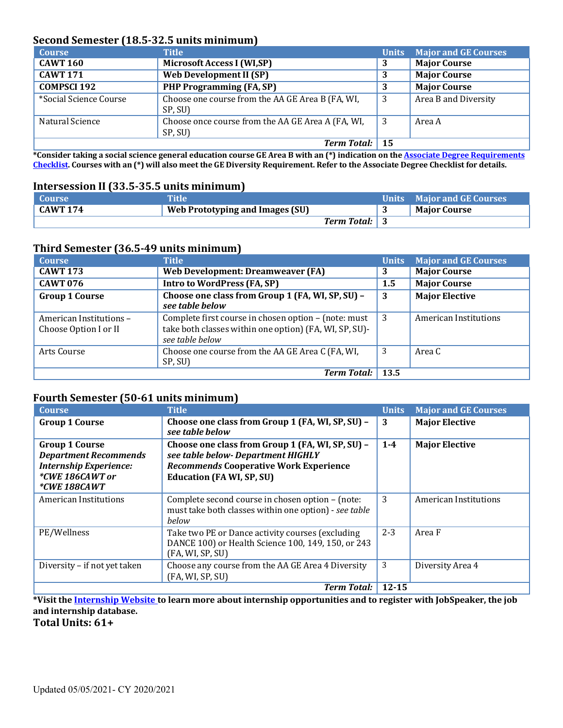## Second Semester (18.5-32.5 units minimum)

| Course | Title | Units | Major and GE Courses |
|---|---|---|---|
| **CAWT 160** | **Microsoft Access I (WI,SP)** | **3** | **Major Course** |
| **CAWT 171** | **Web Development II (SP)** | **3** | **Major Course** |
| **COMPSCI 192** | **PHP Programming (FA, SP)** | **3** | **Major Course** |
| *Social Science Course | Choose one course from the AA GE Area B (FA, WI, SP, SU) | 3 | Area B and Diversity |
| Natural Science | Choose once course from the AA GE Area A (FA, WI, SP, SU) | 3 | Area A |
| | ***Term Total:*** | **15** | |

**\*Consider taking a social science general education course GE Area B with an (*) indication on the Associate Degree Requirements Checklist. Courses with an (*) will also meet the GE Diversity Requirement. Refer to the Associate Degree Checklist for details.**

## Intersession II (33.5-35.5 units minimum)

| Course | Title | Units | Major and GE Courses |
|---|---|---|---|
| **CAWT 174** | **Web Prototyping and Images (SU)** | **3** | **Major Course** |
| | ***Term Total:*** | **3** | |

## Third Semester (36.5-49 units minimum)

| Course | Title | Units | Major and GE Courses |
|---|---|---|---|
| **CAWT 173** | **Web Development: Dreamweaver (FA)** | **3** | **Major Course** |
| **CAWT 076** | **Intro to WordPress (FA, SP)** | **1.5** | **Major Course** |
| **Group 1 Course** | **Choose one class from Group 1 (FA, WI, SP, SU) – *see table below*** | **3** | **Major Elective** |
| American Institutions – Choose Option I or II | Complete first course in chosen option – (note: must take both classes within one option) (FA, WI, SP, SU)- *see table below* | 3 | American Institutions |
| Arts Course | Choose one course from the AA GE Area C (FA, WI, SP, SU) | 3 | Area C |
| | ***Term Total:*** | **13.5** | |

## Fourth Semester (50-61 units minimum)

| Course | Title | Units | Major and GE Courses |
|---|---|---|---|
| **Group 1 Course** | **Choose one class from Group 1 (FA, WI, SP, SU) – *see table below*** | **3** | **Major Elective** |
| **Group 1 Course *Department Recommends Internship Experience: *CWE 186CAWT or *CWE 188CAWT*** | **Choose one class from Group 1 (FA, WI, SP, SU) – *see table below- Department HIGHLY Recommends* Cooperative Work Experience Education (FA WI, SP, SU)** | **1-4** | **Major Elective** |
| American Institutions | Complete second course in chosen option – (note: must take both classes within one option) - *see table below* | 3 | American Institutions |
| PE/Wellness | Take two PE or Dance activity courses (excluding DANCE 100) or Health Science 100, 149, 150, or 243 (FA, WI, SP, SU) | 2-3 | Area F |
| Diversity – if not yet taken | Choose any course from the AA GE Area 4 Diversity (FA, WI, SP, SU) | 3 | Diversity Area 4 |
| | ***Term Total:*** | **12-15** | |

**\*Visit the Internship Website to learn more about internship opportunities and to register with JobSpeaker, the job and internship database.**

**Total Units: 61+**

Updated 05/05/2021- CY 2020/2021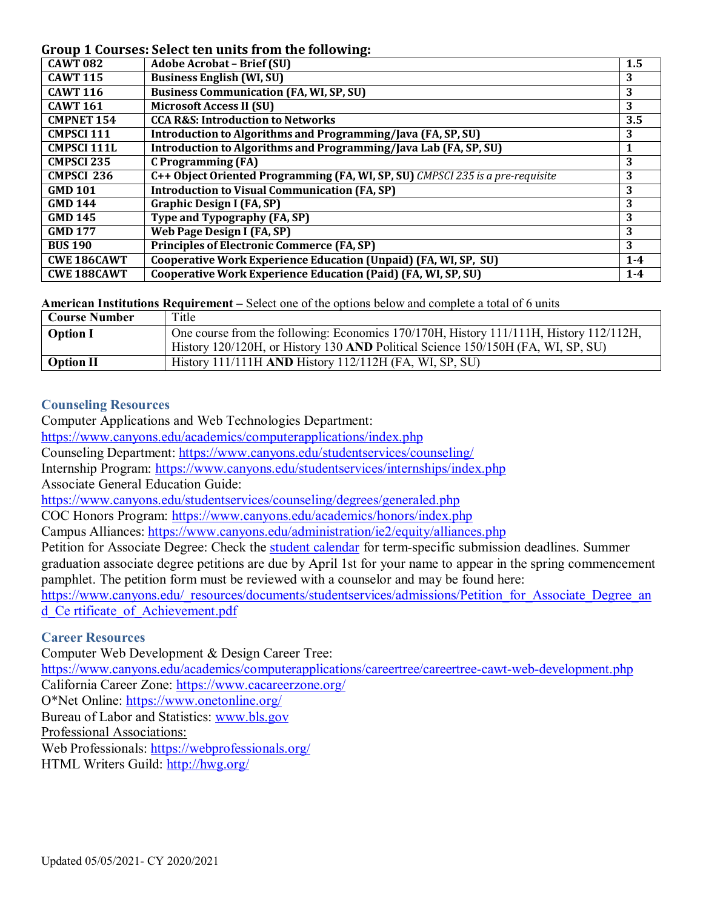## Group 1 Courses: Select ten units from the following:

| | | |
|---|---|---|
| **CAWT 082** | **Adobe Acrobat – Brief (SU)** | **1.5** |
| **CAWT 115** | **Business English (WI, SU)** | **3** |
| **CAWT 116** | **Business Communication (FA, WI, SP, SU)** | **3** |
| **CAWT 161** | **Microsoft Access II (SU)** | **3** |
| **CMPNET 154** | **CCA R&S: Introduction to Networks** | **3.5** |
| **CMPSCI 111** | **Introduction to Algorithms and Programming/Java (FA, SP, SU)** | **3** |
| **CMPSCI 111L** | **Introduction to Algorithms and Programming/Java Lab (FA, SP, SU)** | **1** |
| **CMPSCI 235** | **C Programming (FA)** | **3** |
| **CMPSCI 236** | **C++ Object Oriented Programming (FA, WI, SP, SU)** *CMPSCI 235 is a pre-requisite* | **3** |
| **GMD 101** | **Introduction to Visual Communication (FA, SP)** | **3** |
| **GMD 144** | **Graphic Design I (FA, SP)** | **3** |
| **GMD 145** | **Type and Typography (FA, SP)** | **3** |
| **GMD 177** | **Web Page Design I (FA, SP)** | **3** |
| **BUS 190** | **Principles of Electronic Commerce (FA, SP)** | **3** |
| **CWE 186CAWT** | **Cooperative Work Experience Education (Unpaid) (FA, WI, SP, SU)** | **1-4** |
| **CWE 188CAWT** | **Cooperative Work Experience Education (Paid) (FA, WI, SP, SU)** | **1-4** |

**American Institutions Requirement** – Select one of the options below and complete a total of 6 units

| Course Number | Title |
|---|---|
| **Option I** | One course from the following: Economics 170/170H, History 111/111H, History 112/112H, History 120/120H, or History 130 **AND** Political Science 150/150H (FA, WI, SP, SU) |
| **Option II** | History 111/111H **AND** History 112/112H (FA, WI, SP, SU) |

### Counseling Resources

Computer Applications and Web Technologies Department:
https://www.canyons.edu/academics/computerapplications/index.php
Counseling Department: https://www.canyons.edu/studentservices/counseling/
Internship Program: https://www.canyons.edu/studentservices/internships/index.php
Associate General Education Guide:
https://www.canyons.edu/studentservices/counseling/degrees/generaled.php
COC Honors Program: https://www.canyons.edu/academics/honors/index.php
Campus Alliances: https://www.canyons.edu/administration/ie2/equity/alliances.php
Petition for Associate Degree: Check the student calendar for term-specific submission deadlines. Summer graduation associate degree petitions are due by April 1st for your name to appear in the spring commencement pamphlet. The petition form must be reviewed with a counselor and may be found here:
https://www.canyons.edu/_resources/documents/studentservices/admissions/Petition_for_Associate_Degree_and_Ce rtificate_of_Achievement.pdf

### Career Resources

Computer Web Development & Design Career Tree:
https://www.canyons.edu/academics/computerapplications/careertree/careertree-cawt-web-development.php
California Career Zone: https://www.cacareerzone.org/
O*Net Online: https://www.onetonline.org/
Bureau of Labor and Statistics: www.bls.gov
Professional Associations:
Web Professionals: https://webprofessionals.org/
HTML Writers Guild: http://hwg.org/

Updated 05/05/2021- CY 2020/2021